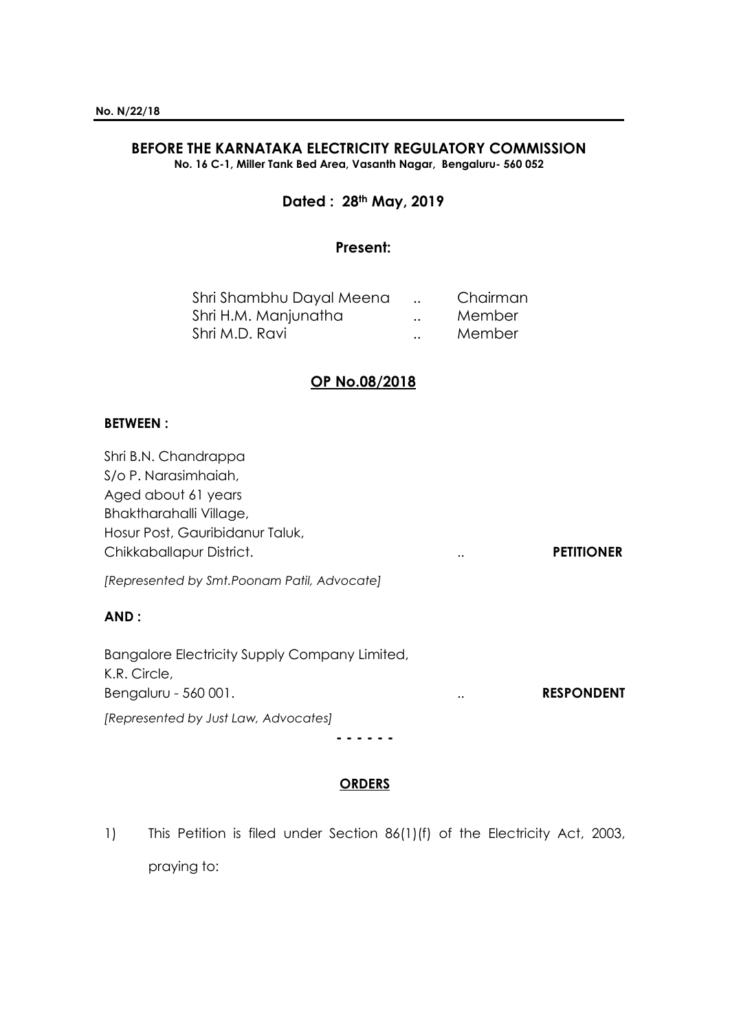**No. N/22/18**

## BEFORE THE KARNATAKA ELECTRICITY REGULATORY COMMISSION

**No. 16 C-1, Miller Tank Bed Area, Vasanth Nagar, Bengaluru- 560 052**

**Dated : 28th May, 2019**

**Present:**

| | | |
|---|---|---|
| Shri Shambhu Dayal Meena | .. | Chairman |
| Shri H.M. Manjunatha | .. | Member |
| Shri M.D. Ravi | .. | Member |

**OP No.08/2018**

**BETWEEN :**

Shri B.N. Chandrappa
S/o P. Narasimhaiah,
Aged about 61 years
Bhaktharahalli Village,
Hosur Post, Gauribidanur Taluk,
Chikkaballapur District. .. **PETITIONER**

*[Represented by Smt.Poonam Patil, Advocate]*

**AND :**

Bangalore Electricity Supply Company Limited,
K.R. Circle,
Bengaluru - 560 001. .. **RESPONDENT**

*[Represented by Just Law, Advocates]*

\- - - - - -

**ORDERS**

1) This Petition is filed under Section 86(1)(f) of the Electricity Act, 2003, praying to: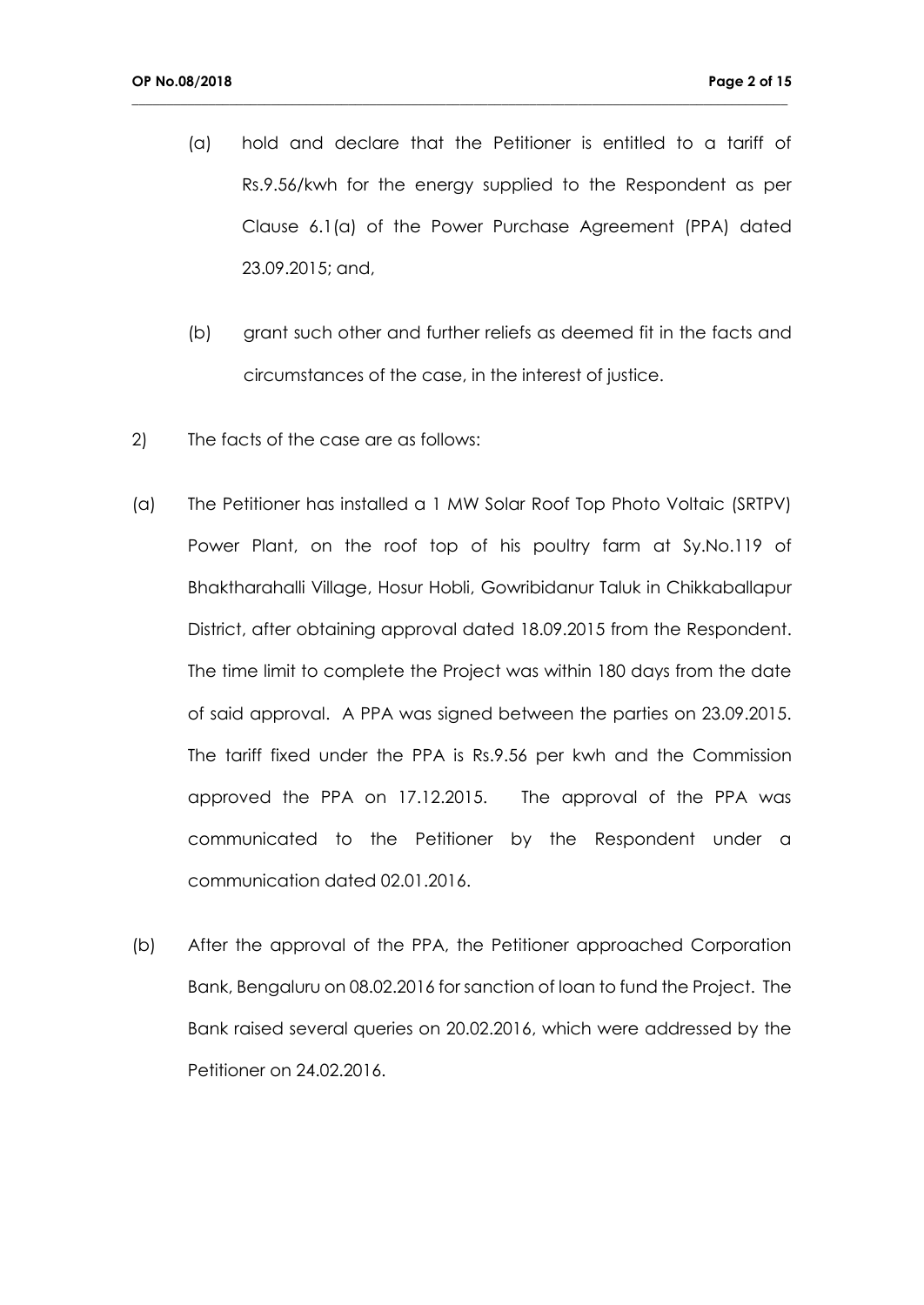(a) hold and declare that the Petitioner is entitled to a tariff of Rs.9.56/kwh for the energy supplied to the Respondent as per Clause 6.1(a) of the Power Purchase Agreement (PPA) dated 23.09.2015; and,

(b) grant such other and further reliefs as deemed fit in the facts and circumstances of the case, in the interest of justice.

2) The facts of the case are as follows:

(a) The Petitioner has installed a 1 MW Solar Roof Top Photo Voltaic (SRTPV) Power Plant, on the roof top of his poultry farm at Sy.No.119 of Bhaktharahalli Village, Hosur Hobli, Gowribidanur Taluk in Chikkaballapur District, after obtaining approval dated 18.09.2015 from the Respondent. The time limit to complete the Project was within 180 days from the date of said approval. A PPA was signed between the parties on 23.09.2015. The tariff fixed under the PPA is Rs.9.56 per kwh and the Commission approved the PPA on 17.12.2015. The approval of the PPA was communicated to the Petitioner by the Respondent under a communication dated 02.01.2016.

(b) After the approval of the PPA, the Petitioner approached Corporation Bank, Bengaluru on 08.02.2016 for sanction of loan to fund the Project. The Bank raised several queries on 20.02.2016, which were addressed by the Petitioner on 24.02.2016.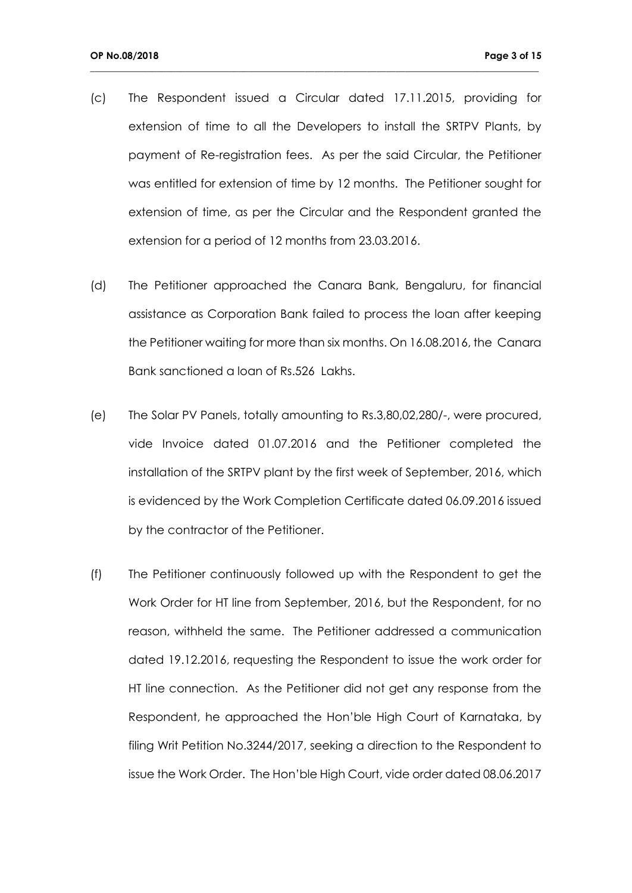(c) The Respondent issued a Circular dated 17.11.2015, providing for extension of time to all the Developers to install the SRTPV Plants, by payment of Re-registration fees. As per the said Circular, the Petitioner was entitled for extension of time by 12 months. The Petitioner sought for extension of time, as per the Circular and the Respondent granted the extension for a period of 12 months from 23.03.2016.

(d) The Petitioner approached the Canara Bank, Bengaluru, for financial assistance as Corporation Bank failed to process the loan after keeping the Petitioner waiting for more than six months. On 16.08.2016, the Canara Bank sanctioned a loan of Rs.526 Lakhs.

(e) The Solar PV Panels, totally amounting to Rs.3,80,02,280/-, were procured, vide Invoice dated 01.07.2016 and the Petitioner completed the installation of the SRTPV plant by the first week of September, 2016, which is evidenced by the Work Completion Certificate dated 06.09.2016 issued by the contractor of the Petitioner.

(f) The Petitioner continuously followed up with the Respondent to get the Work Order for HT line from September, 2016, but the Respondent, for no reason, withheld the same. The Petitioner addressed a communication dated 19.12.2016, requesting the Respondent to issue the work order for HT line connection. As the Petitioner did not get any response from the Respondent, he approached the Hon'ble High Court of Karnataka, by filing Writ Petition No.3244/2017, seeking a direction to the Respondent to issue the Work Order. The Hon'ble High Court, vide order dated 08.06.2017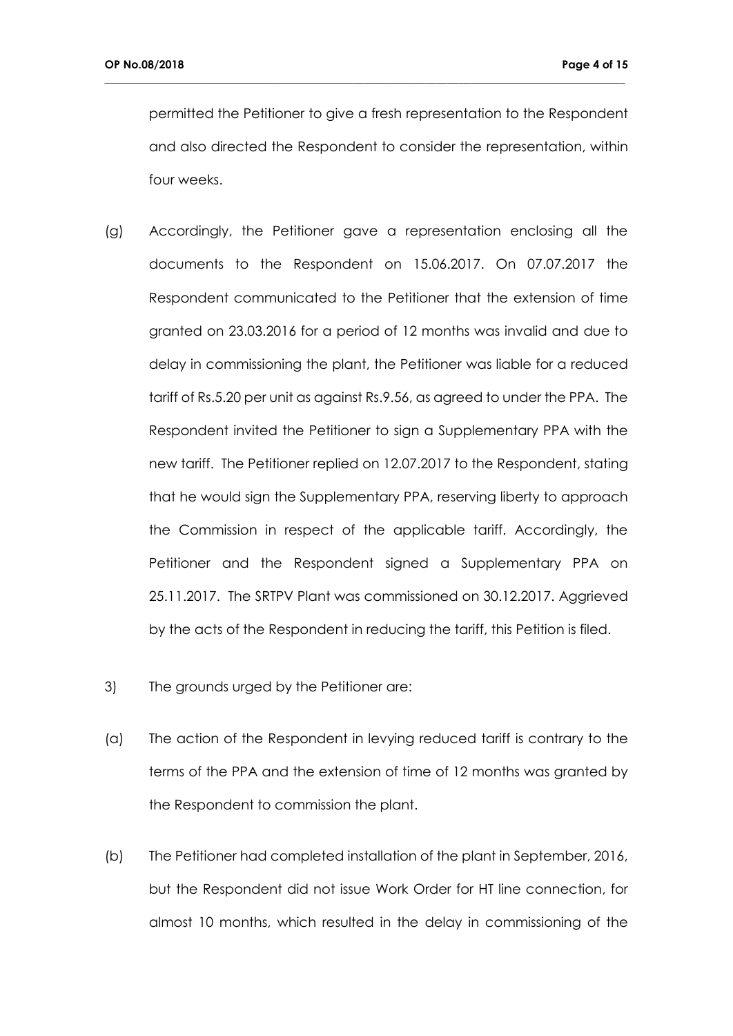permitted the Petitioner to give a fresh representation to the Respondent and also directed the Respondent to consider the representation, within four weeks.

(g) Accordingly, the Petitioner gave a representation enclosing all the documents to the Respondent on 15.06.2017. On 07.07.2017 the Respondent communicated to the Petitioner that the extension of time granted on 23.03.2016 for a period of 12 months was invalid and due to delay in commissioning the plant, the Petitioner was liable for a reduced tariff of Rs.5.20 per unit as against Rs.9.56, as agreed to under the PPA. The Respondent invited the Petitioner to sign a Supplementary PPA with the new tariff. The Petitioner replied on 12.07.2017 to the Respondent, stating that he would sign the Supplementary PPA, reserving liberty to approach the Commission in respect of the applicable tariff. Accordingly, the Petitioner and the Respondent signed a Supplementary PPA on 25.11.2017. The SRTPV Plant was commissioned on 30.12.2017. Aggrieved by the acts of the Respondent in reducing the tariff, this Petition is filed.

3) The grounds urged by the Petitioner are:

(a) The action of the Respondent in levying reduced tariff is contrary to the terms of the PPA and the extension of time of 12 months was granted by the Respondent to commission the plant.

(b) The Petitioner had completed installation of the plant in September, 2016, but the Respondent did not issue Work Order for HT line connection, for almost 10 months, which resulted in the delay in commissioning of the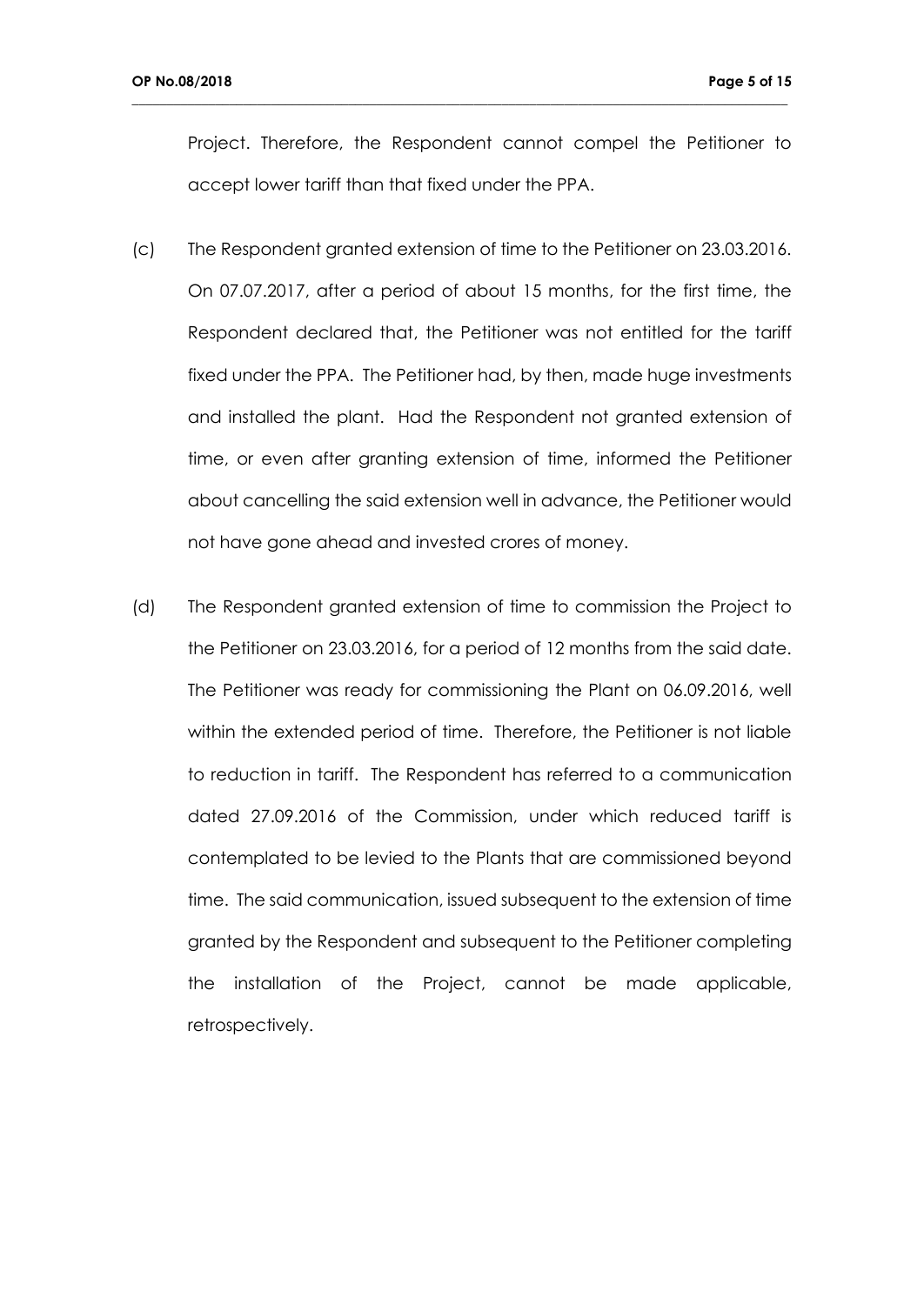Project. Therefore, the Respondent cannot compel the Petitioner to accept lower tariff than that fixed under the PPA.

(c) The Respondent granted extension of time to the Petitioner on 23.03.2016. On 07.07.2017, after a period of about 15 months, for the first time, the Respondent declared that, the Petitioner was not entitled for the tariff fixed under the PPA. The Petitioner had, by then, made huge investments and installed the plant. Had the Respondent not granted extension of time, or even after granting extension of time, informed the Petitioner about cancelling the said extension well in advance, the Petitioner would not have gone ahead and invested crores of money.

(d) The Respondent granted extension of time to commission the Project to the Petitioner on 23.03.2016, for a period of 12 months from the said date. The Petitioner was ready for commissioning the Plant on 06.09.2016, well within the extended period of time. Therefore, the Petitioner is not liable to reduction in tariff. The Respondent has referred to a communication dated 27.09.2016 of the Commission, under which reduced tariff is contemplated to be levied to the Plants that are commissioned beyond time. The said communication, issued subsequent to the extension of time granted by the Respondent and subsequent to the Petitioner completing the installation of the Project, cannot be made applicable, retrospectively.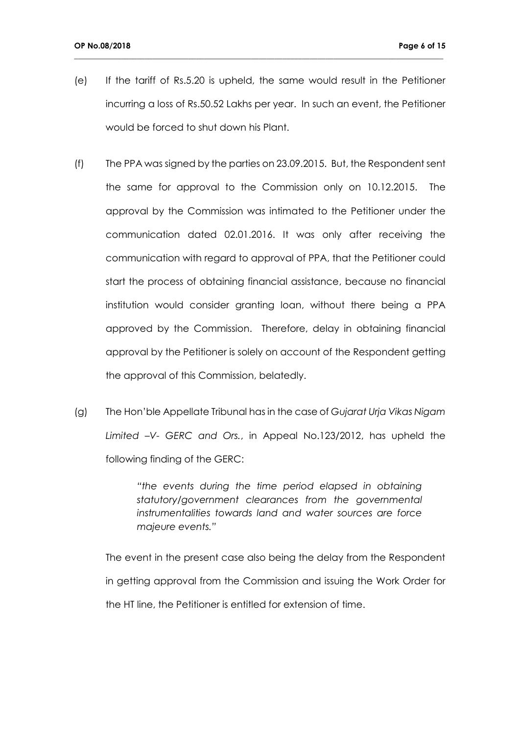(e) If the tariff of Rs.5.20 is upheld, the same would result in the Petitioner incurring a loss of Rs.50.52 Lakhs per year. In such an event, the Petitioner would be forced to shut down his Plant.

(f) The PPA was signed by the parties on 23.09.2015. But, the Respondent sent the same for approval to the Commission only on 10.12.2015. The approval by the Commission was intimated to the Petitioner under the communication dated 02.01.2016. It was only after receiving the communication with regard to approval of PPA, that the Petitioner could start the process of obtaining financial assistance, because no financial institution would consider granting loan, without there being a PPA approved by the Commission. Therefore, delay in obtaining financial approval by the Petitioner is solely on account of the Respondent getting the approval of this Commission, belatedly.

(g) The Hon'ble Appellate Tribunal has in the case of *Gujarat Urja Vikas Nigam Limited –V- GERC and Ors.*, in Appeal No.123/2012, has upheld the following finding of the GERC:

> *"the events during the time period elapsed in obtaining statutory/government clearances from the governmental instrumentalities towards land and water sources are force majeure events."*

The event in the present case also being the delay from the Respondent in getting approval from the Commission and issuing the Work Order for the HT line, the Petitioner is entitled for extension of time.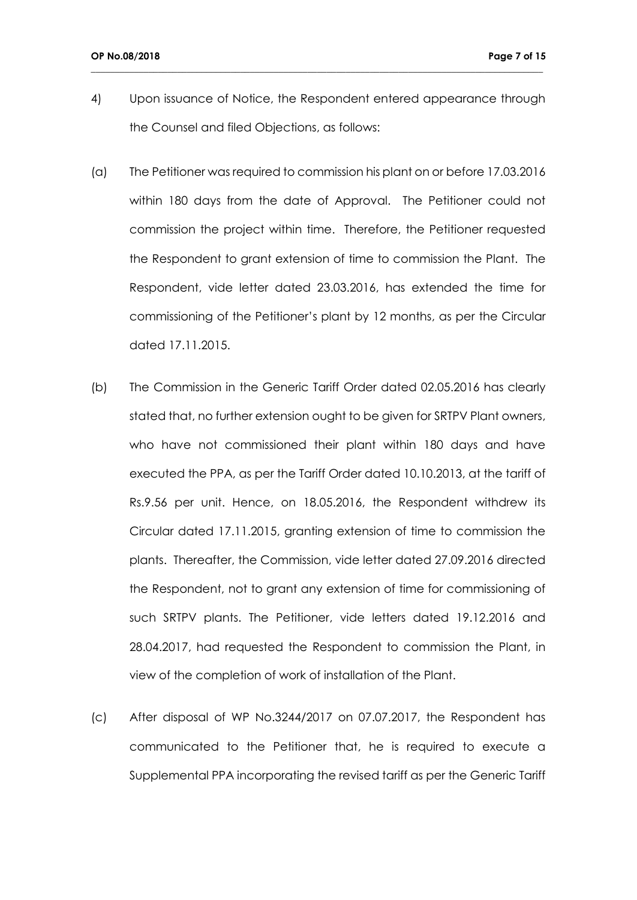4) Upon issuance of Notice, the Respondent entered appearance through the Counsel and filed Objections, as follows:

(a) The Petitioner was required to commission his plant on or before 17.03.2016 within 180 days from the date of Approval. The Petitioner could not commission the project within time. Therefore, the Petitioner requested the Respondent to grant extension of time to commission the Plant. The Respondent, vide letter dated 23.03.2016, has extended the time for commissioning of the Petitioner's plant by 12 months, as per the Circular dated 17.11.2015.

(b) The Commission in the Generic Tariff Order dated 02.05.2016 has clearly stated that, no further extension ought to be given for SRTPV Plant owners, who have not commissioned their plant within 180 days and have executed the PPA, as per the Tariff Order dated 10.10.2013, at the tariff of Rs.9.56 per unit. Hence, on 18.05.2016, the Respondent withdrew its Circular dated 17.11.2015, granting extension of time to commission the plants. Thereafter, the Commission, vide letter dated 27.09.2016 directed the Respondent, not to grant any extension of time for commissioning of such SRTPV plants. The Petitioner, vide letters dated 19.12.2016 and 28.04.2017, had requested the Respondent to commission the Plant, in view of the completion of work of installation of the Plant.

(c) After disposal of WP No.3244/2017 on 07.07.2017, the Respondent has communicated to the Petitioner that, he is required to execute a Supplemental PPA incorporating the revised tariff as per the Generic Tariff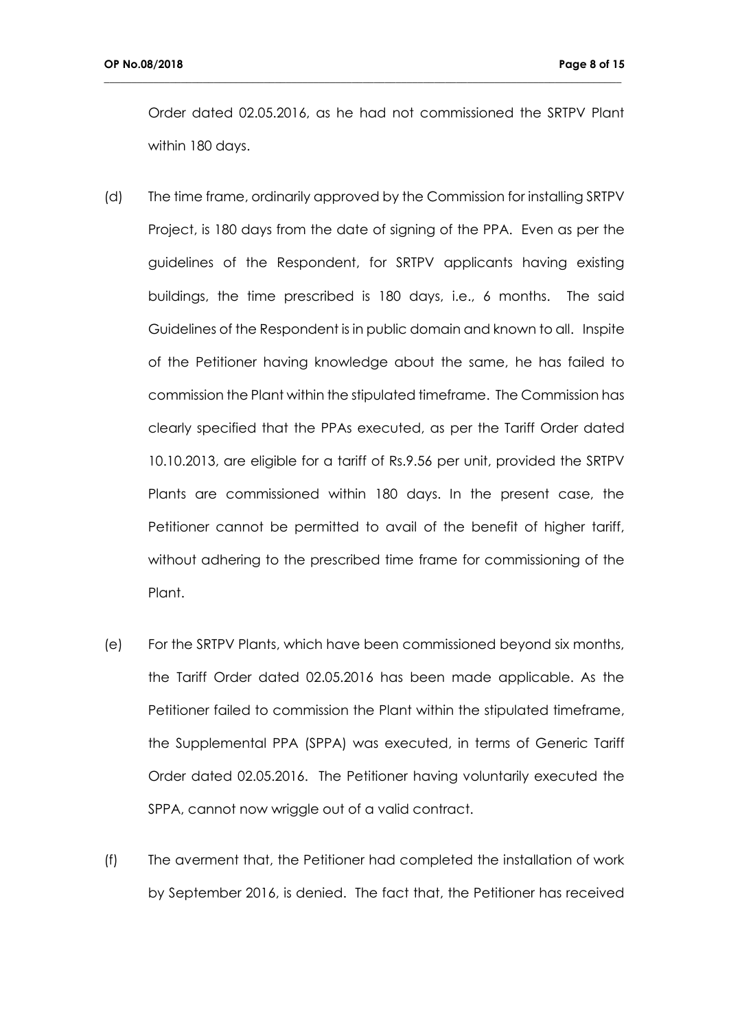Order dated 02.05.2016, as he had not commissioned the SRTPV Plant within 180 days.

(d) The time frame, ordinarily approved by the Commission for installing SRTPV Project, is 180 days from the date of signing of the PPA. Even as per the guidelines of the Respondent, for SRTPV applicants having existing buildings, the time prescribed is 180 days, i.e., 6 months. The said Guidelines of the Respondent is in public domain and known to all. Inspite of the Petitioner having knowledge about the same, he has failed to commission the Plant within the stipulated timeframe. The Commission has clearly specified that the PPAs executed, as per the Tariff Order dated 10.10.2013, are eligible for a tariff of Rs.9.56 per unit, provided the SRTPV Plants are commissioned within 180 days. In the present case, the Petitioner cannot be permitted to avail of the benefit of higher tariff, without adhering to the prescribed time frame for commissioning of the Plant.

(e) For the SRTPV Plants, which have been commissioned beyond six months, the Tariff Order dated 02.05.2016 has been made applicable. As the Petitioner failed to commission the Plant within the stipulated timeframe, the Supplemental PPA (SPPA) was executed, in terms of Generic Tariff Order dated 02.05.2016. The Petitioner having voluntarily executed the SPPA, cannot now wriggle out of a valid contract.

(f) The averment that, the Petitioner had completed the installation of work by September 2016, is denied. The fact that, the Petitioner has received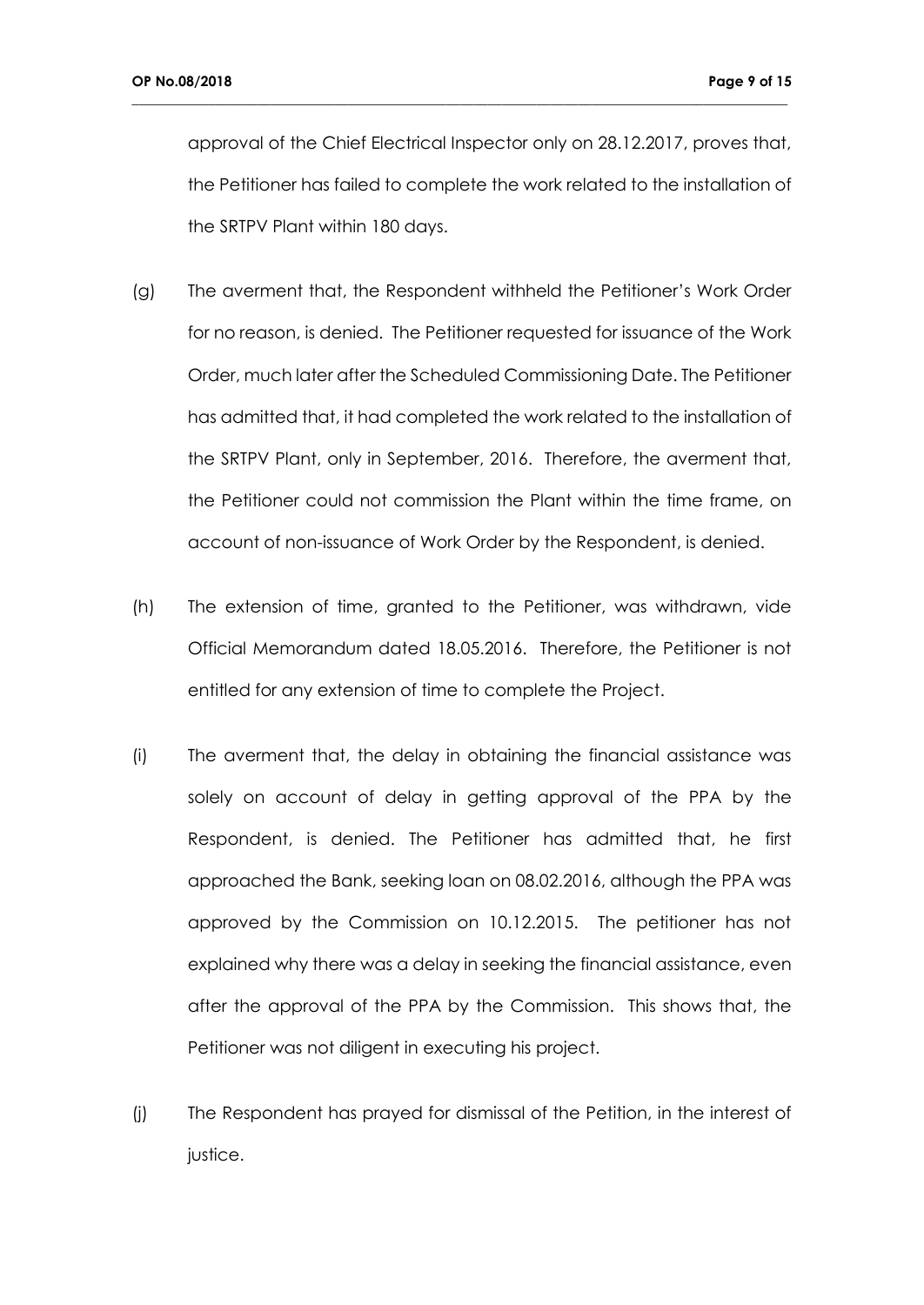approval of the Chief Electrical Inspector only on 28.12.2017, proves that, the Petitioner has failed to complete the work related to the installation of the SRTPV Plant within 180 days.

(g) The averment that, the Respondent withheld the Petitioner's Work Order for no reason, is denied. The Petitioner requested for issuance of the Work Order, much later after the Scheduled Commissioning Date. The Petitioner has admitted that, it had completed the work related to the installation of the SRTPV Plant, only in September, 2016. Therefore, the averment that, the Petitioner could not commission the Plant within the time frame, on account of non-issuance of Work Order by the Respondent, is denied.

(h) The extension of time, granted to the Petitioner, was withdrawn, vide Official Memorandum dated 18.05.2016. Therefore, the Petitioner is not entitled for any extension of time to complete the Project.

(i) The averment that, the delay in obtaining the financial assistance was solely on account of delay in getting approval of the PPA by the Respondent, is denied. The Petitioner has admitted that, he first approached the Bank, seeking loan on 08.02.2016, although the PPA was approved by the Commission on 10.12.2015. The petitioner has not explained why there was a delay in seeking the financial assistance, even after the approval of the PPA by the Commission. This shows that, the Petitioner was not diligent in executing his project.

(j) The Respondent has prayed for dismissal of the Petition, in the interest of justice.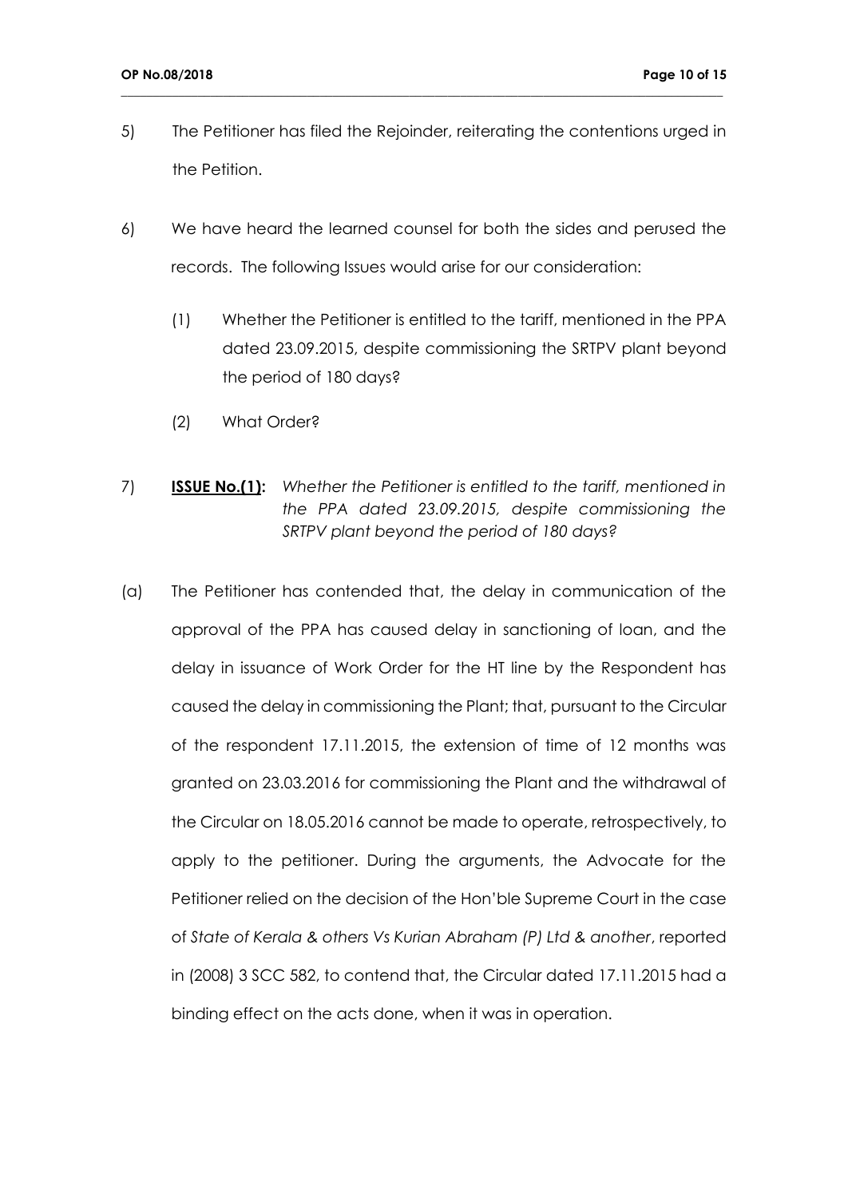5) The Petitioner has filed the Rejoinder, reiterating the contentions urged in the Petition.

6) We have heard the learned counsel for both the sides and perused the records. The following Issues would arise for our consideration:

   (1) Whether the Petitioner is entitled to the tariff, mentioned in the PPA dated 23.09.2015, despite commissioning the SRTPV plant beyond the period of 180 days?

   (2) What Order?

7) **<u>ISSUE No.(1):</u>** *Whether the Petitioner is entitled to the tariff, mentioned in the PPA dated 23.09.2015, despite commissioning the SRTPV plant beyond the period of 180 days?*

(a) The Petitioner has contended that, the delay in communication of the approval of the PPA has caused delay in sanctioning of loan, and the delay in issuance of Work Order for the HT line by the Respondent has caused the delay in commissioning the Plant; that, pursuant to the Circular of the respondent 17.11.2015, the extension of time of 12 months was granted on 23.03.2016 for commissioning the Plant and the withdrawal of the Circular on 18.05.2016 cannot be made to operate, retrospectively, to apply to the petitioner. During the arguments, the Advocate for the Petitioner relied on the decision of the Hon'ble Supreme Court in the case of *State of Kerala & others Vs Kurian Abraham (P) Ltd & another*, reported in (2008) 3 SCC 582, to contend that, the Circular dated 17.11.2015 had a binding effect on the acts done, when it was in operation.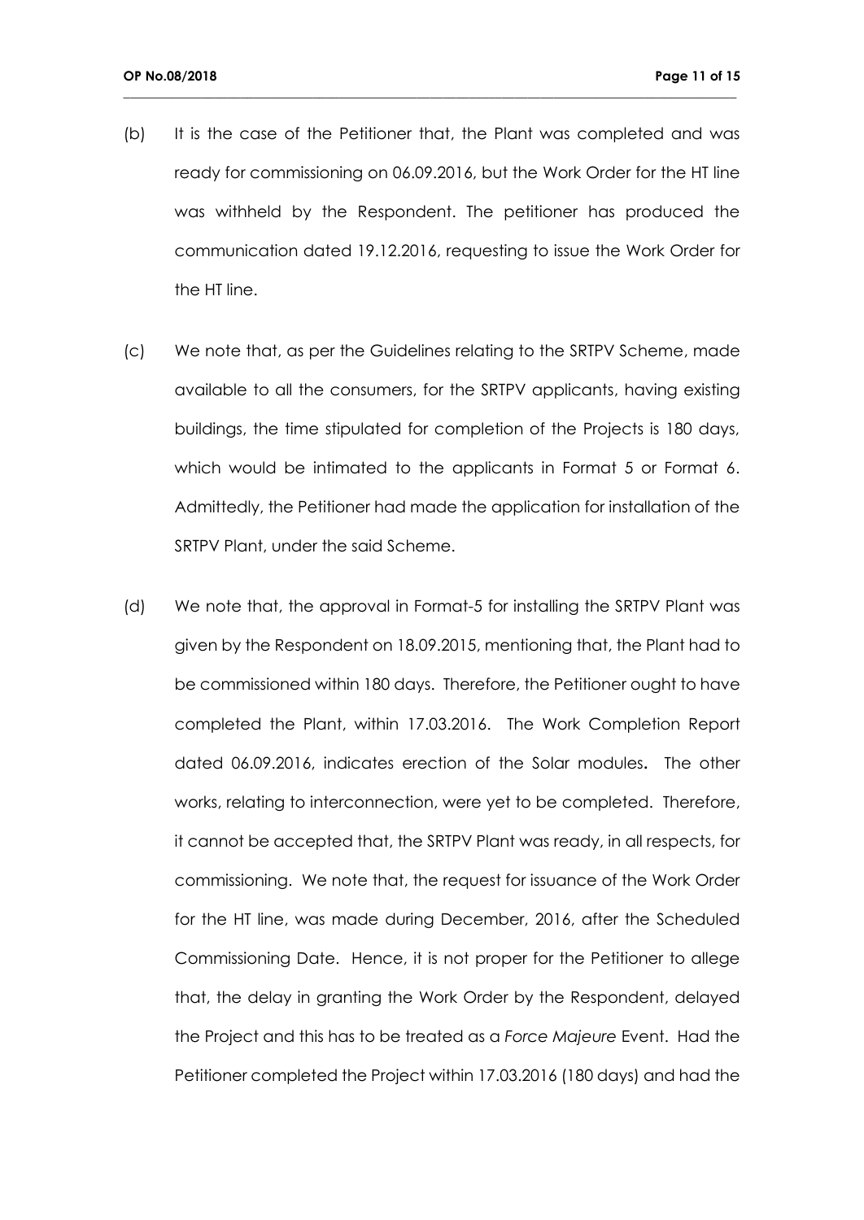(b) It is the case of the Petitioner that, the Plant was completed and was ready for commissioning on 06.09.2016, but the Work Order for the HT line was withheld by the Respondent. The petitioner has produced the communication dated 19.12.2016, requesting to issue the Work Order for the HT line.

(c) We note that, as per the Guidelines relating to the SRTPV Scheme, made available to all the consumers, for the SRTPV applicants, having existing buildings, the time stipulated for completion of the Projects is 180 days, which would be intimated to the applicants in Format 5 or Format 6. Admittedly, the Petitioner had made the application for installation of the SRTPV Plant, under the said Scheme.

(d) We note that, the approval in Format-5 for installing the SRTPV Plant was given by the Respondent on 18.09.2015, mentioning that, the Plant had to be commissioned within 180 days. Therefore, the Petitioner ought to have completed the Plant, within 17.03.2016. The Work Completion Report dated 06.09.2016, indicates erection of the Solar modules**.** The other works, relating to interconnection, were yet to be completed. Therefore, it cannot be accepted that, the SRTPV Plant was ready, in all respects, for commissioning. We note that, the request for issuance of the Work Order for the HT line, was made during December, 2016, after the Scheduled Commissioning Date. Hence, it is not proper for the Petitioner to allege that, the delay in granting the Work Order by the Respondent, delayed the Project and this has to be treated as a *Force Majeure* Event. Had the Petitioner completed the Project within 17.03.2016 (180 days) and had the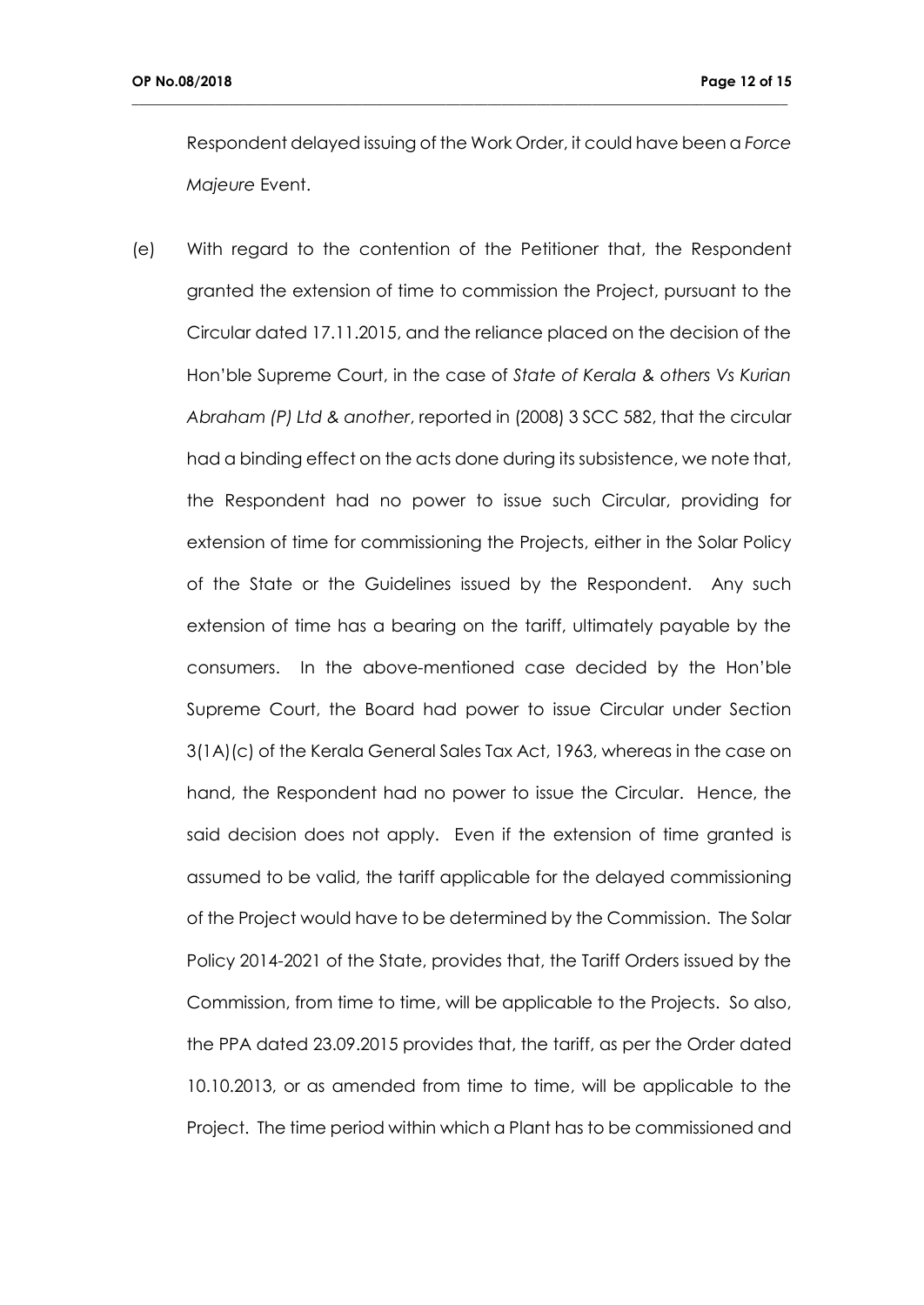Respondent delayed issuing of the Work Order, it could have been a *Force Majeure* Event.

(e) With regard to the contention of the Petitioner that, the Respondent granted the extension of time to commission the Project, pursuant to the Circular dated 17.11.2015, and the reliance placed on the decision of the Hon'ble Supreme Court, in the case of *State of Kerala & others Vs Kurian Abraham (P) Ltd & another*, reported in (2008) 3 SCC 582, that the circular had a binding effect on the acts done during its subsistence, we note that, the Respondent had no power to issue such Circular, providing for extension of time for commissioning the Projects, either in the Solar Policy of the State or the Guidelines issued by the Respondent. Any such extension of time has a bearing on the tariff, ultimately payable by the consumers. In the above-mentioned case decided by the Hon'ble Supreme Court, the Board had power to issue Circular under Section 3(1A)(c) of the Kerala General Sales Tax Act, 1963, whereas in the case on hand, the Respondent had no power to issue the Circular. Hence, the said decision does not apply. Even if the extension of time granted is assumed to be valid, the tariff applicable for the delayed commissioning of the Project would have to be determined by the Commission. The Solar Policy 2014-2021 of the State, provides that, the Tariff Orders issued by the Commission, from time to time, will be applicable to the Projects. So also, the PPA dated 23.09.2015 provides that, the tariff, as per the Order dated 10.10.2013, or as amended from time to time, will be applicable to the Project. The time period within which a Plant has to be commissioned and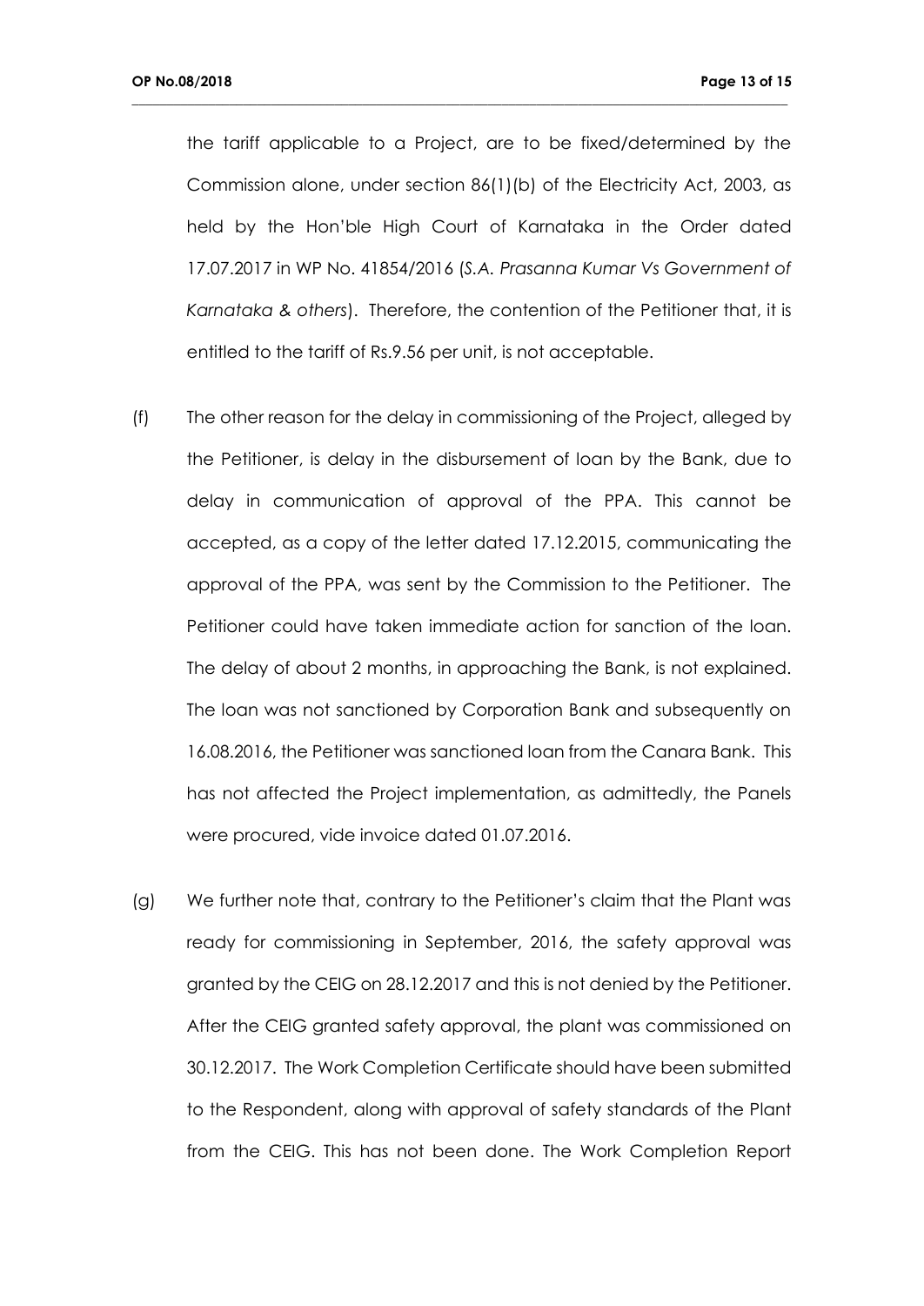the tariff applicable to a Project, are to be fixed/determined by the Commission alone, under section 86(1)(b) of the Electricity Act, 2003, as held by the Hon'ble High Court of Karnataka in the Order dated 17.07.2017 in WP No. 41854/2016 (*S.A. Prasanna Kumar Vs Government of Karnataka & others*). Therefore, the contention of the Petitioner that, it is entitled to the tariff of Rs.9.56 per unit, is not acceptable.

(f) The other reason for the delay in commissioning of the Project, alleged by the Petitioner, is delay in the disbursement of loan by the Bank, due to delay in communication of approval of the PPA. This cannot be accepted, as a copy of the letter dated 17.12.2015, communicating the approval of the PPA, was sent by the Commission to the Petitioner. The Petitioner could have taken immediate action for sanction of the loan. The delay of about 2 months, in approaching the Bank, is not explained. The loan was not sanctioned by Corporation Bank and subsequently on 16.08.2016, the Petitioner was sanctioned loan from the Canara Bank. This has not affected the Project implementation, as admittedly, the Panels were procured, vide invoice dated 01.07.2016.

(g) We further note that, contrary to the Petitioner's claim that the Plant was ready for commissioning in September, 2016, the safety approval was granted by the CEIG on 28.12.2017 and this is not denied by the Petitioner. After the CEIG granted safety approval, the plant was commissioned on 30.12.2017. The Work Completion Certificate should have been submitted to the Respondent, along with approval of safety standards of the Plant from the CEIG. This has not been done. The Work Completion Report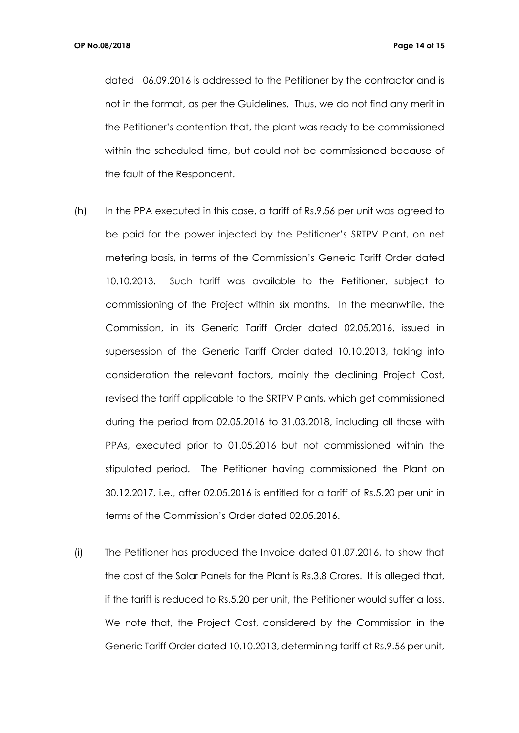dated 06.09.2016 is addressed to the Petitioner by the contractor and is not in the format, as per the Guidelines. Thus, we do not find any merit in the Petitioner's contention that, the plant was ready to be commissioned within the scheduled time, but could not be commissioned because of the fault of the Respondent.

(h) In the PPA executed in this case, a tariff of Rs.9.56 per unit was agreed to be paid for the power injected by the Petitioner's SRTPV Plant, on net metering basis, in terms of the Commission's Generic Tariff Order dated 10.10.2013. Such tariff was available to the Petitioner, subject to commissioning of the Project within six months. In the meanwhile, the Commission, in its Generic Tariff Order dated 02.05.2016, issued in supersession of the Generic Tariff Order dated 10.10.2013, taking into consideration the relevant factors, mainly the declining Project Cost, revised the tariff applicable to the SRTPV Plants, which get commissioned during the period from 02.05.2016 to 31.03.2018, including all those with PPAs, executed prior to 01.05.2016 but not commissioned within the stipulated period. The Petitioner having commissioned the Plant on 30.12.2017, i.e., after 02.05.2016 is entitled for a tariff of Rs.5.20 per unit in terms of the Commission's Order dated 02.05.2016.

(i) The Petitioner has produced the Invoice dated 01.07.2016, to show that the cost of the Solar Panels for the Plant is Rs.3.8 Crores. It is alleged that, if the tariff is reduced to Rs.5.20 per unit, the Petitioner would suffer a loss. We note that, the Project Cost, considered by the Commission in the Generic Tariff Order dated 10.10.2013, determining tariff at Rs.9.56 per unit,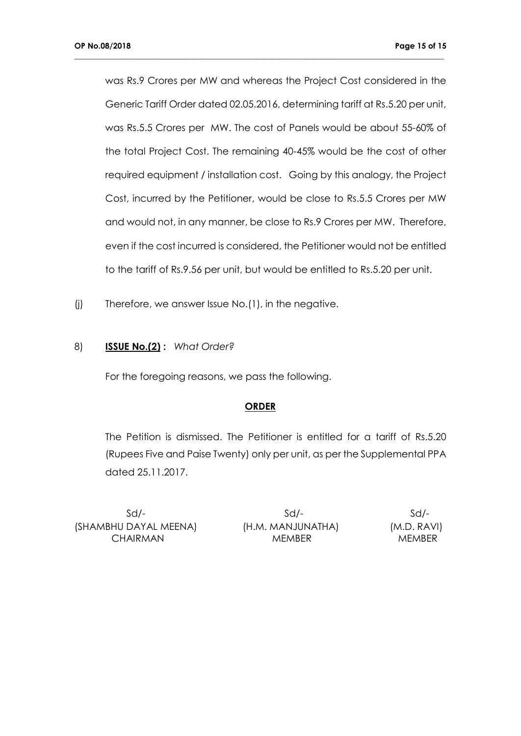was Rs.9 Crores per MW and whereas the Project Cost considered in the Generic Tariff Order dated 02.05.2016, determining tariff at Rs.5.20 per unit, was Rs.5.5 Crores per MW. The cost of Panels would be about 55-60% of the total Project Cost. The remaining 40-45% would be the cost of other required equipment / installation cost. Going by this analogy, the Project Cost, incurred by the Petitioner, would be close to Rs.5.5 Crores per MW and would not, in any manner, be close to Rs.9 Crores per MW. Therefore, even if the cost incurred is considered, the Petitioner would not be entitled to the tariff of Rs.9.56 per unit, but would be entitled to Rs.5.20 per unit.

(j) Therefore, we answer Issue No.(1), in the negative.

8) **ISSUE No.(2) :** *What Order?*

For the foregoing reasons, we pass the following.

**ORDER**

The Petition is dismissed. The Petitioner is entitled for a tariff of Rs.5.20 (Rupees Five and Paise Twenty) only per unit, as per the Supplemental PPA dated 25.11.2017.

| | | |
|---|---|---|
| Sd/- | Sd/- | Sd/- |
| (SHAMBHU DAYAL MEENA) | (H.M. MANJUNATHA) | (M.D. RAVI) |
| CHAIRMAN | MEMBER | MEMBER |